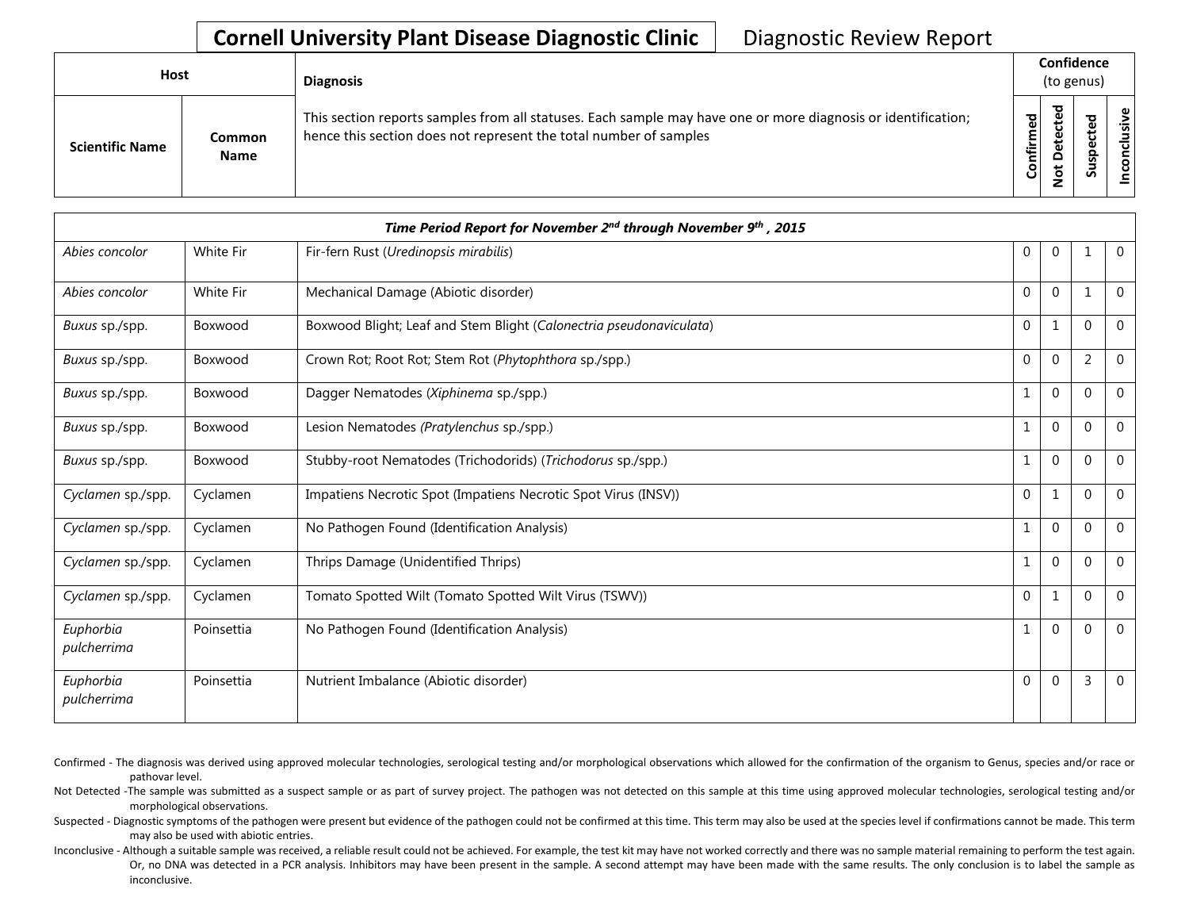# Cornell University Plant Disease Diagnostic Clinic

Diagnostic Review Report

| Host | | Diagnosis | Confidence (to genus) | | | |
|---|---|---|---|---|---|---|
| Scientific Name | Common Name | This section reports samples from all statuses. Each sample may have one or more diagnosis or identification; hence this section does not represent the total number of samples | Confirmed | Not Detected | Suspected | Inconclusive |
| ***Time Period Report for November 2nd through November 9th , 2015*** | | | | | | |
| *Abies concolor* | White Fir | Fir-fern Rust (*Uredinopsis mirabilis*) | 0 | 0 | 1 | 0 |
| *Abies concolor* | White Fir | Mechanical Damage (Abiotic disorder) | 0 | 0 | 1 | 0 |
| *Buxus* sp./spp. | Boxwood | Boxwood Blight; Leaf and Stem Blight (*Calonectria pseudonaviculata*) | 0 | 1 | 0 | 0 |
| *Buxus* sp./spp. | Boxwood | Crown Rot; Root Rot; Stem Rot (*Phytophthora* sp./spp.) | 0 | 0 | 2 | 0 |
| *Buxus* sp./spp. | Boxwood | Dagger Nematodes (*Xiphinema* sp./spp.) | 1 | 0 | 0 | 0 |
| *Buxus* sp./spp. | Boxwood | Lesion Nematodes (*Pratylenchus* sp./spp.) | 1 | 0 | 0 | 0 |
| *Buxus* sp./spp. | Boxwood | Stubby-root Nematodes (Trichodorids) (*Trichodorus* sp./spp.) | 1 | 0 | 0 | 0 |
| *Cyclamen* sp./spp. | Cyclamen | Impatiens Necrotic Spot (Impatiens Necrotic Spot Virus (INSV)) | 0 | 1 | 0 | 0 |
| *Cyclamen* sp./spp. | Cyclamen | No Pathogen Found (Identification Analysis) | 1 | 0 | 0 | 0 |
| *Cyclamen* sp./spp. | Cyclamen | Thrips Damage (Unidentified Thrips) | 1 | 0 | 0 | 0 |
| *Cyclamen* sp./spp. | Cyclamen | Tomato Spotted Wilt (Tomato Spotted Wilt Virus (TSWV)) | 0 | 1 | 0 | 0 |
| *Euphorbia pulcherrima* | Poinsettia | No Pathogen Found (Identification Analysis) | 1 | 0 | 0 | 0 |
| *Euphorbia pulcherrima* | Poinsettia | Nutrient Imbalance (Abiotic disorder) | 0 | 0 | 3 | 0 |

Confirmed - The diagnosis was derived using approved molecular technologies, serological testing and/or morphological observations which allowed for the confirmation of the organism to Genus, species and/or race or pathovar level.

Not Detected -The sample was submitted as a suspect sample or as part of survey project. The pathogen was not detected on this sample at this time using approved molecular technologies, serological testing and/or morphological observations.

Suspected - Diagnostic symptoms of the pathogen were present but evidence of the pathogen could not be confirmed at this time. This term may also be used at the species level if confirmations cannot be made. This term may also be used with abiotic entries.

Inconclusive - Although a suitable sample was received, a reliable result could not be achieved. For example, the test kit may have not worked correctly and there was no sample material remaining to perform the test again. Or, no DNA was detected in a PCR analysis. Inhibitors may have been present in the sample. A second attempt may have been made with the same results. The only conclusion is to label the sample as inconclusive.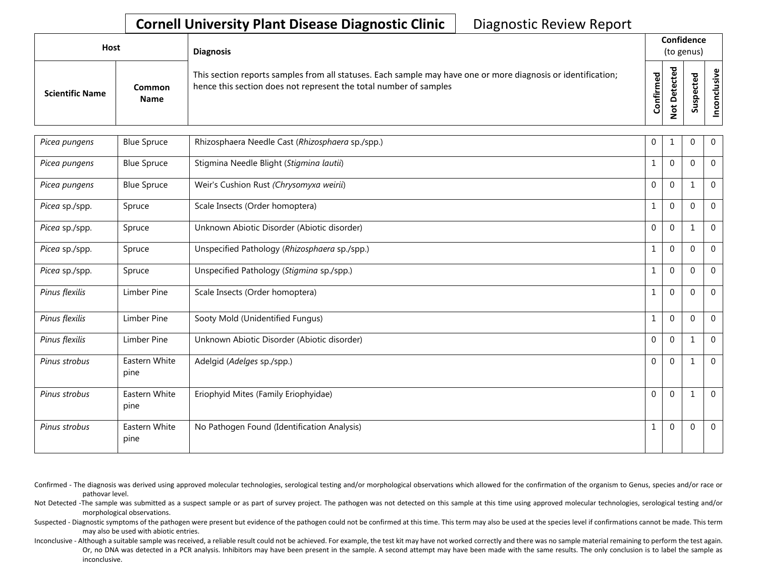**Cornell University Plant Disease Diagnostic Clinic** Diagnostic Review Report

| Host | | Diagnosis | Confidence (to genus) | | | |
|---|---|---|---|---|---|---|
| **Scientific Name** | **Common Name** | This section reports samples from all statuses. Each sample may have one or more diagnosis or identification; hence this section does not represent the total number of samples | **Confirmed** | **Not Detected** | **Suspected** | **Inconclusive** |
| *Picea pungens* | Blue Spruce | Rhizosphaera Needle Cast (*Rhizosphaera* sp./spp.) | 0 | 1 | 0 | 0 |
| *Picea pungens* | Blue Spruce | Stigmina Needle Blight (*Stigmina lautii*) | 1 | 0 | 0 | 0 |
| *Picea pungens* | Blue Spruce | Weir's Cushion Rust *(Chrysomyxa weirii*) | 0 | 0 | 1 | 0 |
| *Picea* sp./spp. | Spruce | Scale Insects (Order homoptera) | 1 | 0 | 0 | 0 |
| *Picea* sp./spp. | Spruce | Unknown Abiotic Disorder (Abiotic disorder) | 0 | 0 | 1 | 0 |
| *Picea* sp./spp. | Spruce | Unspecified Pathology (*Rhizosphaera* sp./spp.) | 1 | 0 | 0 | 0 |
| *Picea* sp./spp. | Spruce | Unspecified Pathology (*Stigmina* sp./spp.) | 1 | 0 | 0 | 0 |
| *Pinus flexilis* | Limber Pine | Scale Insects (Order homoptera) | 1 | 0 | 0 | 0 |
| *Pinus flexilis* | Limber Pine | Sooty Mold (Unidentified Fungus) | 1 | 0 | 0 | 0 |
| *Pinus flexilis* | Limber Pine | Unknown Abiotic Disorder (Abiotic disorder) | 0 | 0 | 1 | 0 |
| *Pinus strobus* | Eastern White pine | Adelgid (*Adelges* sp./spp.) | 0 | 0 | 1 | 0 |
| *Pinus strobus* | Eastern White pine | Eriophyid Mites (Family Eriophyidae) | 0 | 0 | 1 | 0 |
| *Pinus strobus* | Eastern White pine | No Pathogen Found (Identification Analysis) | 1 | 0 | 0 | 0 |

Confirmed - The diagnosis was derived using approved molecular technologies, serological testing and/or morphological observations which allowed for the confirmation of the organism to Genus, species and/or race or pathovar level.

Not Detected -The sample was submitted as a suspect sample or as part of survey project. The pathogen was not detected on this sample at this time using approved molecular technologies, serological testing and/or morphological observations.

Suspected - Diagnostic symptoms of the pathogen were present but evidence of the pathogen could not be confirmed at this time. This term may also be used at the species level if confirmations cannot be made. This term may also be used with abiotic entries.

Inconclusive - Although a suitable sample was received, a reliable result could not be achieved. For example, the test kit may have not worked correctly and there was no sample material remaining to perform the test again. Or, no DNA was detected in a PCR analysis. Inhibitors may have been present in the sample. A second attempt may have been made with the same results. The only conclusion is to label the sample as inconclusive.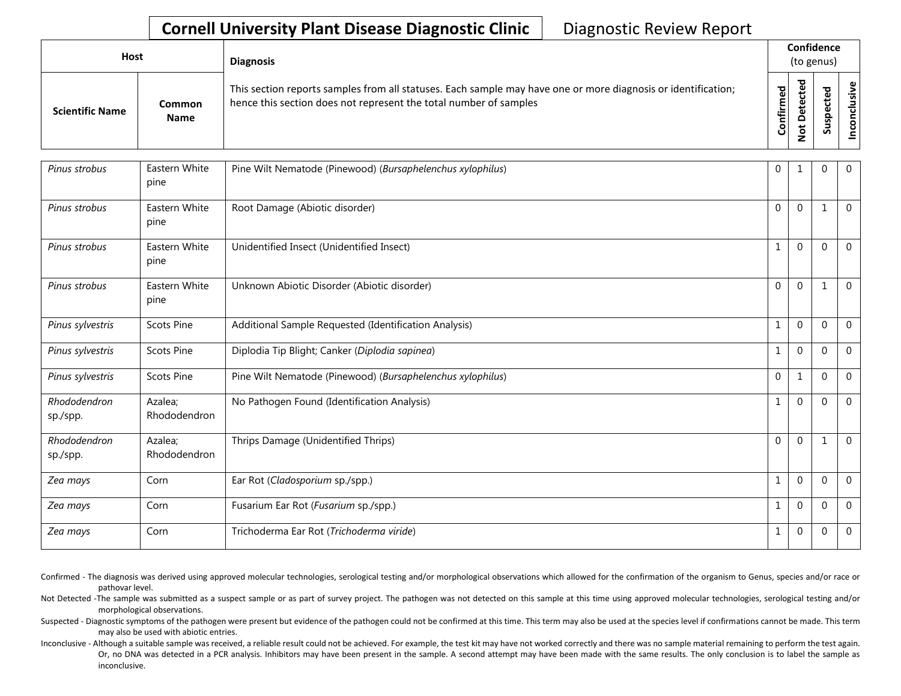**Cornell University Plant Disease Diagnostic Clinic** Diagnostic Review Report

| Host | | Diagnosis | Confidence (to genus) | | | |
|---|---|---|---|---|---|---|
| Scientific Name | Common Name | This section reports samples from all statuses. Each sample may have one or more diagnosis or identification; hence this section does not represent the total number of samples | Confirmed | Not Detected | Suspected | Inconclusive |
| *Pinus strobus* | Eastern White pine | Pine Wilt Nematode (Pinewood) (*Bursaphelenchus xylophilus*) | 0 | 1 | 0 | 0 |
| *Pinus strobus* | Eastern White pine | Root Damage (Abiotic disorder) | 0 | 0 | 1 | 0 |
| *Pinus strobus* | Eastern White pine | Unidentified Insect (Unidentified Insect) | 1 | 0 | 0 | 0 |
| *Pinus strobus* | Eastern White pine | Unknown Abiotic Disorder (Abiotic disorder) | 0 | 0 | 1 | 0 |
| *Pinus sylvestris* | Scots Pine | Additional Sample Requested (Identification Analysis) | 1 | 0 | 0 | 0 |
| *Pinus sylvestris* | Scots Pine | Diplodia Tip Blight; Canker (*Diplodia sapinea*) | 1 | 0 | 0 | 0 |
| *Pinus sylvestris* | Scots Pine | Pine Wilt Nematode (Pinewood) (*Bursaphelenchus xylophilus*) | 0 | 1 | 0 | 0 |
| *Rhododendron sp./spp.* | Azalea; Rhododendron | No Pathogen Found (Identification Analysis) | 1 | 0 | 0 | 0 |
| *Rhododendron sp./spp.* | Azalea; Rhododendron | Thrips Damage (Unidentified Thrips) | 0 | 0 | 1 | 0 |
| *Zea mays* | Corn | Ear Rot (*Cladosporium* sp./spp.) | 1 | 0 | 0 | 0 |
| *Zea mays* | Corn | Fusarium Ear Rot (*Fusarium* sp./spp.) | 1 | 0 | 0 | 0 |
| *Zea mays* | Corn | Trichoderma Ear Rot (*Trichoderma viride*) | 1 | 0 | 0 | 0 |

Confirmed - The diagnosis was derived using approved molecular technologies, serological testing and/or morphological observations which allowed for the confirmation of the organism to Genus, species and/or race or pathovar level.

Not Detected -The sample was submitted as a suspect sample or as part of survey project. The pathogen was not detected on this sample at this time using approved molecular technologies, serological testing and/or morphological observations.

Suspected - Diagnostic symptoms of the pathogen were present but evidence of the pathogen could not be confirmed at this time. This term may also be used at the species level if confirmations cannot be made. This term may also be used with abiotic entries.

Inconclusive - Although a suitable sample was received, a reliable result could not be achieved. For example, the test kit may have not worked correctly and there was no sample material remaining to perform the test again. Or, no DNA was detected in a PCR analysis. Inhibitors may have been present in the sample. A second attempt may have been made with the same results. The only conclusion is to label the sample as inconclusive.